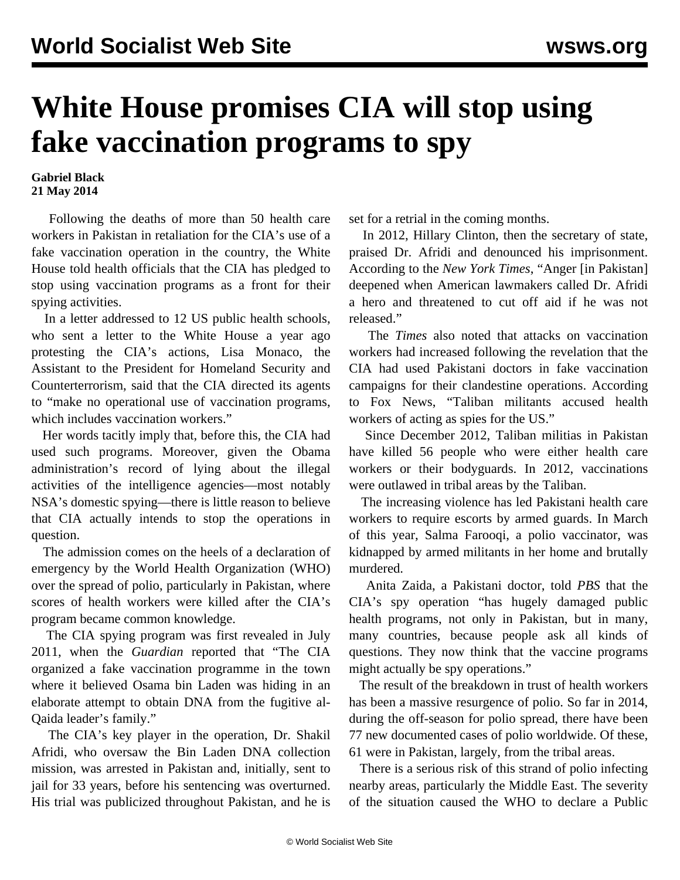# White House promises CIA will stop using fake vaccination programs to spy

**Gabriel Black**
**21 May 2014**

Following the deaths of more than 50 health care workers in Pakistan in retaliation for the CIA's use of a fake vaccination operation in the country, the White House told health officials that the CIA has pledged to stop using vaccination programs as a front for their spying activities.

In a letter addressed to 12 US public health schools, who sent a letter to the White House a year ago protesting the CIA's actions, Lisa Monaco, the Assistant to the President for Homeland Security and Counterterrorism, said that the CIA directed its agents to "make no operational use of vaccination programs, which includes vaccination workers."

Her words tacitly imply that, before this, the CIA had used such programs. Moreover, given the Obama administration's record of lying about the illegal activities of the intelligence agencies—most notably NSA's domestic spying—there is little reason to believe that CIA actually intends to stop the operations in question.

The admission comes on the heels of a declaration of emergency by the World Health Organization (WHO) over the spread of polio, particularly in Pakistan, where scores of health workers were killed after the CIA's program became common knowledge.

The CIA spying program was first revealed in July 2011, when the *Guardian* reported that "The CIA organized a fake vaccination programme in the town where it believed Osama bin Laden was hiding in an elaborate attempt to obtain DNA from the fugitive al-Qaida leader's family."

The CIA's key player in the operation, Dr. Shakil Afridi, who oversaw the Bin Laden DNA collection mission, was arrested in Pakistan and, initially, sent to jail for 33 years, before his sentencing was overturned. His trial was publicized throughout Pakistan, and he is set for a retrial in the coming months.

In 2012, Hillary Clinton, then the secretary of state, praised Dr. Afridi and denounced his imprisonment. According to the *New York Times*, "Anger [in Pakistan] deepened when American lawmakers called Dr. Afridi a hero and threatened to cut off aid if he was not released."

The *Times* also noted that attacks on vaccination workers had increased following the revelation that the CIA had used Pakistani doctors in fake vaccination campaigns for their clandestine operations. According to Fox News, "Taliban militants accused health workers of acting as spies for the US."

Since December 2012, Taliban militias in Pakistan have killed 56 people who were either health care workers or their bodyguards. In 2012, vaccinations were outlawed in tribal areas by the Taliban.

The increasing violence has led Pakistani health care workers to require escorts by armed guards. In March of this year, Salma Farooqi, a polio vaccinator, was kidnapped by armed militants in her home and brutally murdered.

Anita Zaida, a Pakistani doctor, told *PBS* that the CIA's spy operation "has hugely damaged public health programs, not only in Pakistan, but in many, many countries, because people ask all kinds of questions. They now think that the vaccine programs might actually be spy operations."

The result of the breakdown in trust of health workers has been a massive resurgence of polio. So far in 2014, during the off-season for polio spread, there have been 77 new documented cases of polio worldwide. Of these, 61 were in Pakistan, largely, from the tribal areas.

There is a serious risk of this strand of polio infecting nearby areas, particularly the Middle East. The severity of the situation caused the WHO to declare a Public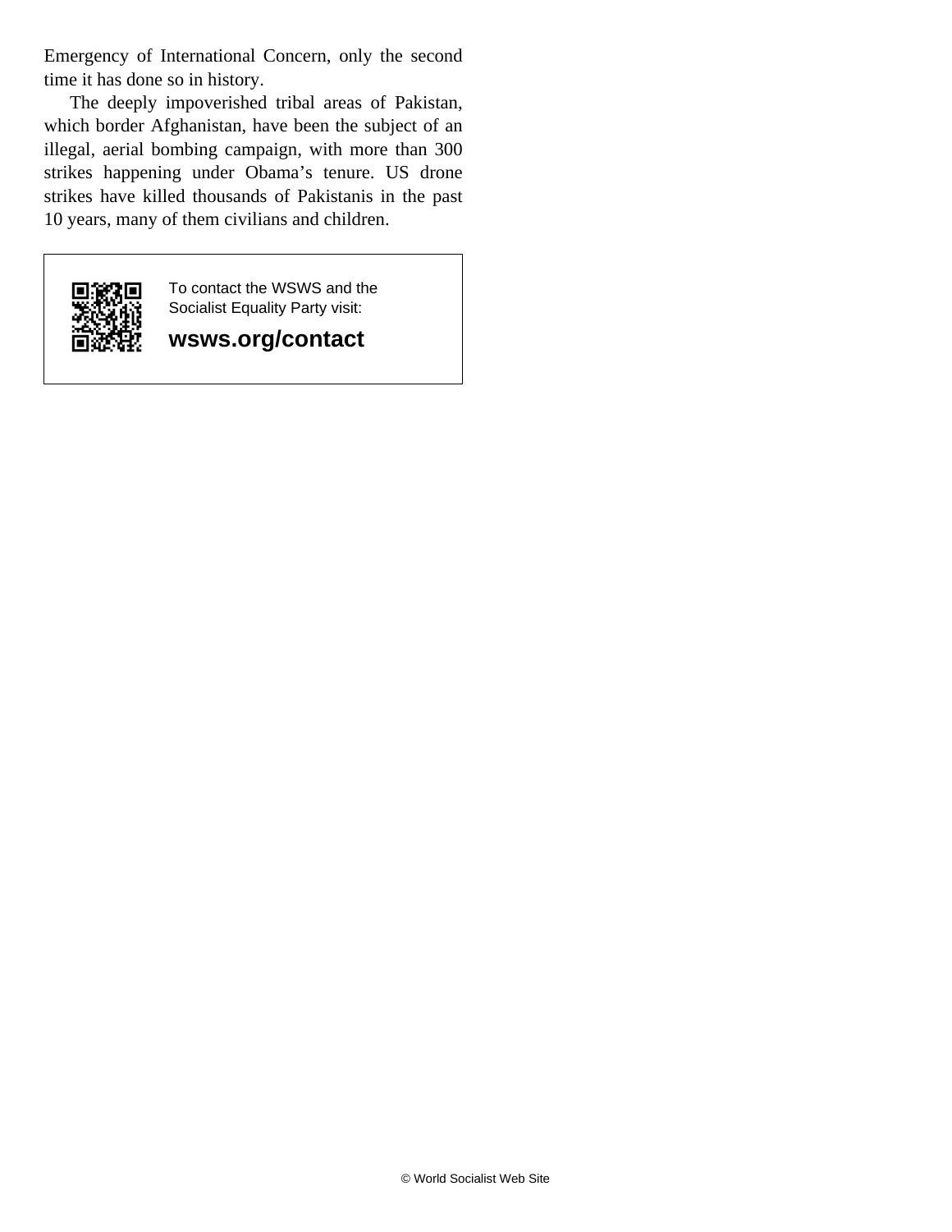Emergency of International Concern, only the second time it has done so in history.

The deeply impoverished tribal areas of Pakistan, which border Afghanistan, have been the subject of an illegal, aerial bombing campaign, with more than 300 strikes happening under Obama's tenure. US drone strikes have killed thousands of Pakistanis in the past 10 years, many of them civilians and children.

To contact the WSWS and the Socialist Equality Party visit:

**wsws.org/contact**